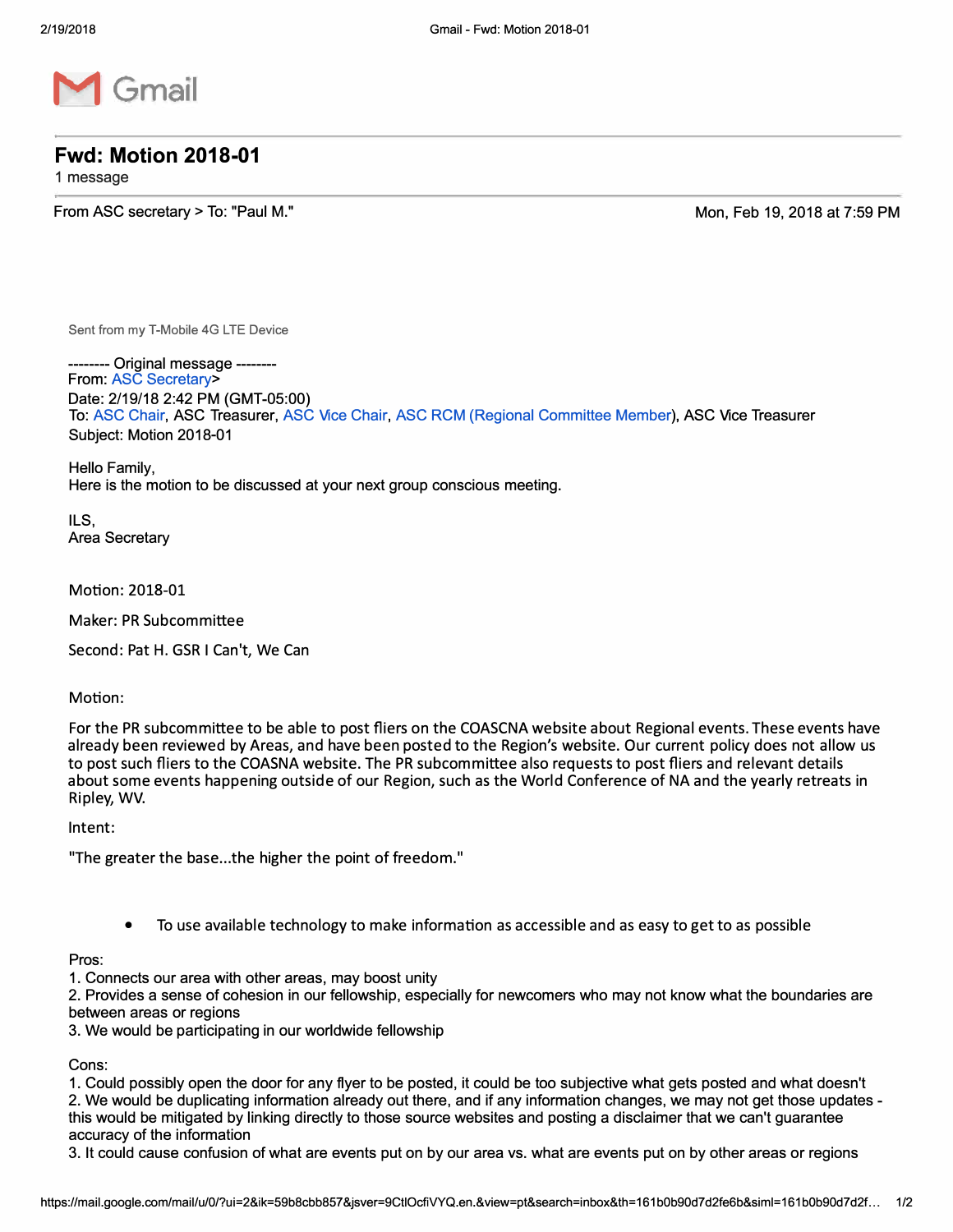# Fwd: Motion 2018-01

1 message

From ASC secretary > To: "Paul M."  Mon, Feb 19, 2018 at 7:59 PM

Sent from my T-Mobile 4G LTE Device

-------- Original message --------
From: ASC Secretary>
Date: 2/19/18 2:42 PM (GMT-05:00)
To: ASC Chair, ASC Treasurer, ASC Vice Chair, ASC RCM (Regional Committee Member), ASC Vice Treasurer
Subject: Motion 2018-01

Hello Family,
Here is the motion to be discussed at your next group conscious meeting.

ILS,
Area Secretary

Motion: 2018-01

Maker: PR Subcommittee

Second: Pat H. GSR I Can't, We Can

Motion:

For the PR subcommittee to be able to post fliers on the COASCNA website about Regional events. These events have already been reviewed by Areas, and have been posted to the Region's website. Our current policy does not allow us to post such fliers to the COASNA website. The PR subcommittee also requests to post fliers and relevant details about some events happening outside of our Region, such as the World Conference of NA and the yearly retreats in Ripley, WV.

Intent:

"The greater the base...the higher the point of freedom."

- To use available technology to make information as accessible and as easy to get to as possible

Pros:
1. Connects our area with other areas, may boost unity
2. Provides a sense of cohesion in our fellowship, especially for newcomers who may not know what the boundaries are between areas or regions
3. We would be participating in our worldwide fellowship

Cons:
1. Could possibly open the door for any flyer to be posted, it could be too subjective what gets posted and what doesn't
2. We would be duplicating information already out there, and if any information changes, we may not get those updates - this would be mitigated by linking directly to those source websites and posting a disclaimer that we can't guarantee accuracy of the information
3. It could cause confusion of what are events put on by our area vs. what are events put on by other areas or regions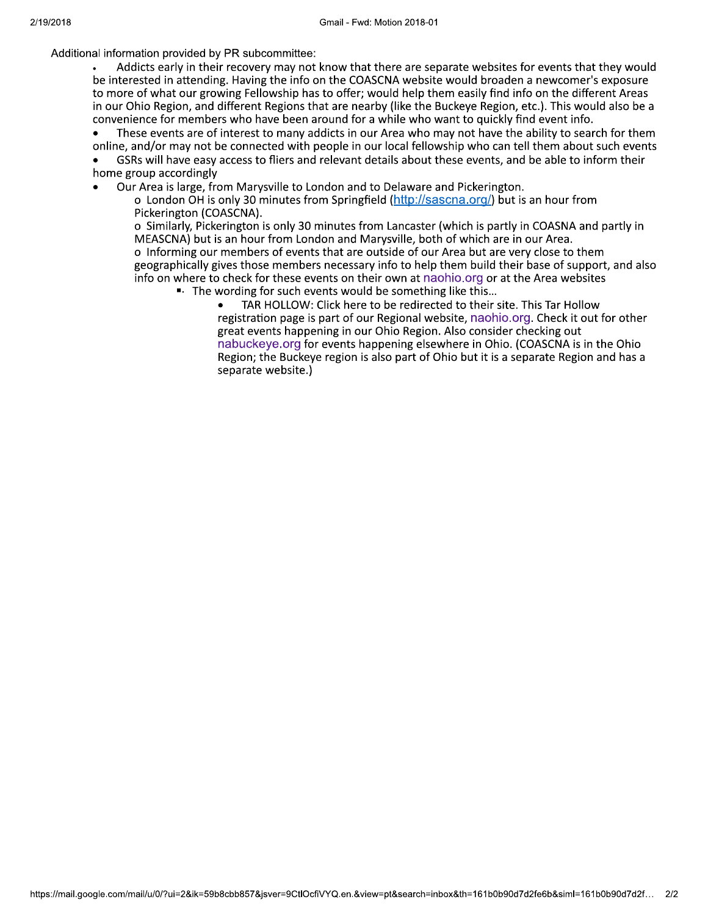Additional information provided by PR subcommittee:

- Addicts early in their recovery may not know that there are separate websites for events that they would be interested in attending. Having the info on the COASCNA website would broaden a newcomer's exposure to more of what our growing Fellowship has to offer; would help them easily find info on the different Areas in our Ohio Region, and different Regions that are nearby (like the Buckeye Region, etc.). This would also be a convenience for members who have been around for a while who want to quickly find event info.
- These events are of interest to many addicts in our Area who may not have the ability to search for them online, and/or may not be connected with people in our local fellowship who can tell them about such events
- GSRs will have easy access to fliers and relevant details about these events, and be able to inform their home group accordingly
- Our Area is large, from Marysville to London and to Delaware and Pickerington.
  - London OH is only 30 minutes from Springfield (http://sascna.org/) but is an hour from Pickerington (COASCNA).
  - Similarly, Pickerington is only 30 minutes from Lancaster (which is partly in COASNA and partly in MEASCNA) but is an hour from London and Marysville, both of which are in our Area.
  - Informing our members of events that are outside of our Area but are very close to them geographically gives those members necessary info to help them build their base of support, and also info on where to check for these events on their own at naohio.org or at the Area websites
    - The wording for such events would be something like this...
      - TAR HOLLOW: Click here to be redirected to their site. This Tar Hollow registration page is part of our Regional website, naohio.org. Check it out for other great events happening in our Ohio Region. Also consider checking out nabuckeye.org for events happening elsewhere in Ohio. (COASCNA is in the Ohio Region; the Buckeye region is also part of Ohio but it is a separate Region and has a separate website.)